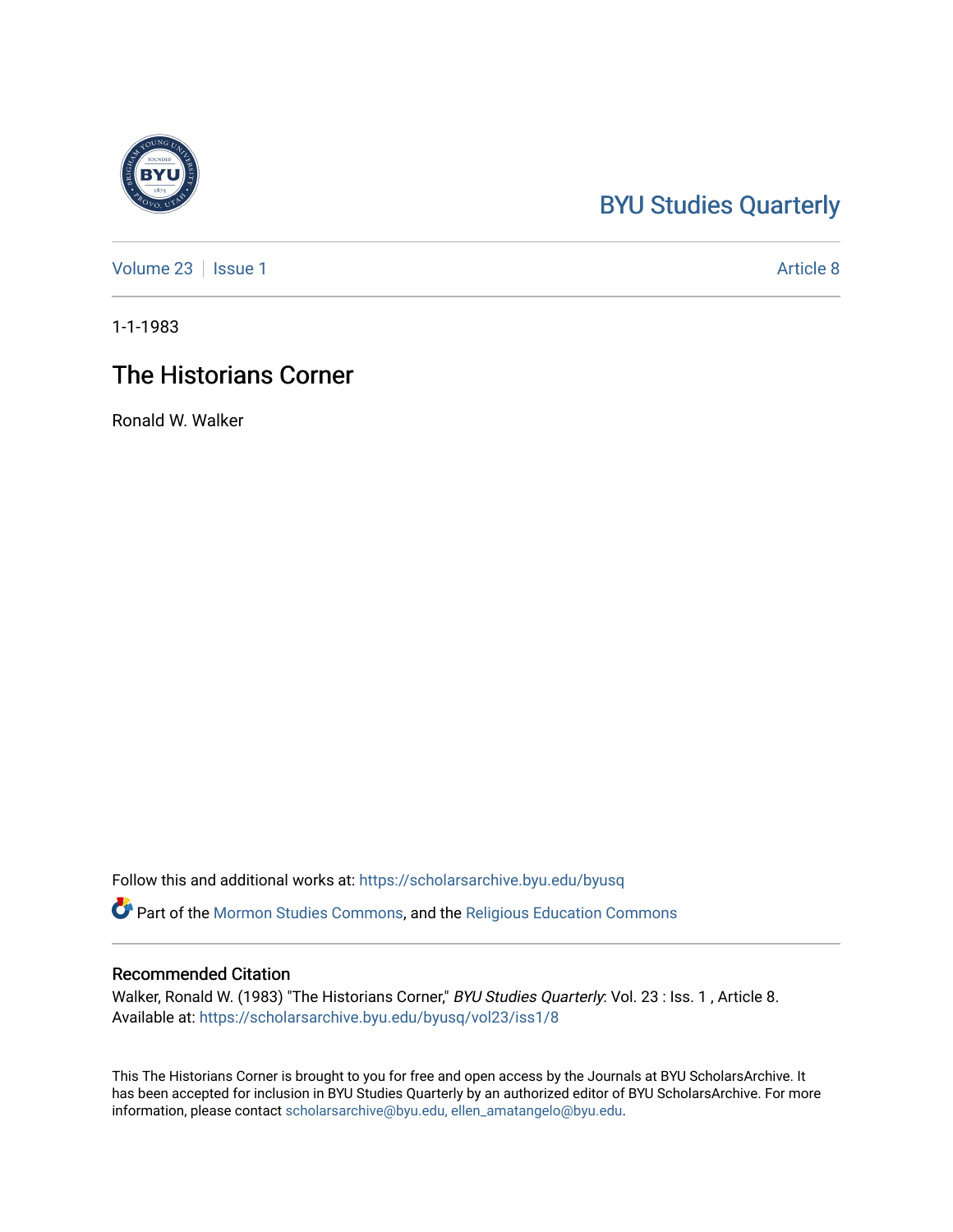BYU Studies Quarterly

Volume 23 | Issue 1 | Article 8

1-1-1983

# The Historians Corner

Ronald W. Walker

Follow this and additional works at: https://scholarsarchive.byu.edu/byusq

Part of the Mormon Studies Commons, and the Religious Education Commons

## Recommended Citation

Walker, Ronald W. (1983) "The Historians Corner," *BYU Studies Quarterly*: Vol. 23 : Iss. 1 , Article 8.
Available at: https://scholarsarchive.byu.edu/byusq/vol23/iss1/8

This The Historians Corner is brought to you for free and open access by the Journals at BYU ScholarsArchive. It has been accepted for inclusion in BYU Studies Quarterly by an authorized editor of BYU ScholarsArchive. For more information, please contact scholarsarchive@byu.edu, ellen_amatangelo@byu.edu.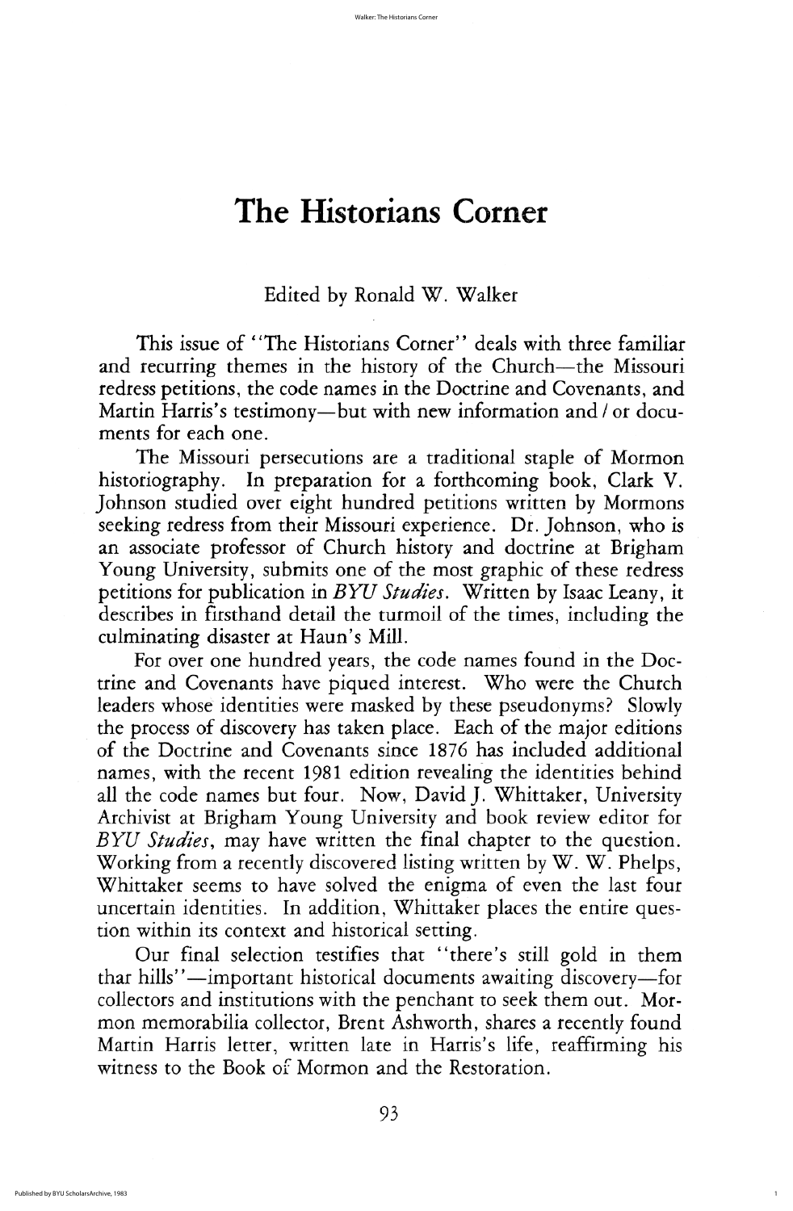# The Historians Corner

Edited by Ronald W. Walker

This issue of "The Historians Corner" deals with three familiar and recurring themes in the history of the Church—the Missouri redress petitions, the code names in the Doctrine and Covenants, and Martin Harris's testimony—but with new information and / or documents for each one.

The Missouri persecutions are a traditional staple of Mormon historiography. In preparation for a forthcoming book, Clark V. Johnson studied over eight hundred petitions written by Mormons seeking redress from their Missouri experience. Dr. Johnson, who is an associate professor of Church history and doctrine at Brigham Young University, submits one of the most graphic of these redress petitions for publication in *BYU Studies*. Written by Isaac Leany, it describes in firsthand detail the turmoil of the times, including the culminating disaster at Haun's Mill.

For over one hundred years, the code names found in the Doctrine and Covenants have piqued interest. Who were the Church leaders whose identities were masked by these pseudonyms? Slowly the process of discovery has taken place. Each of the major editions of the Doctrine and Covenants since 1876 has included additional names, with the recent 1981 edition revealing the identities behind all the code names but four. Now, David J. Whittaker, University Archivist at Brigham Young University and book review editor for *BYU Studies*, may have written the final chapter to the question. Working from a recently discovered listing written by W. W. Phelps, Whittaker seems to have solved the enigma of even the last four uncertain identities. In addition, Whittaker places the entire question within its context and historical setting.

Our final selection testifies that "there's still gold in them thar hills"—important historical documents awaiting discovery—for collectors and institutions with the penchant to seek them out. Mormon memorabilia collector, Brent Ashworth, shares a recently found Martin Harris letter, written late in Harris's life, reaffirming his witness to the Book of Mormon and the Restoration.